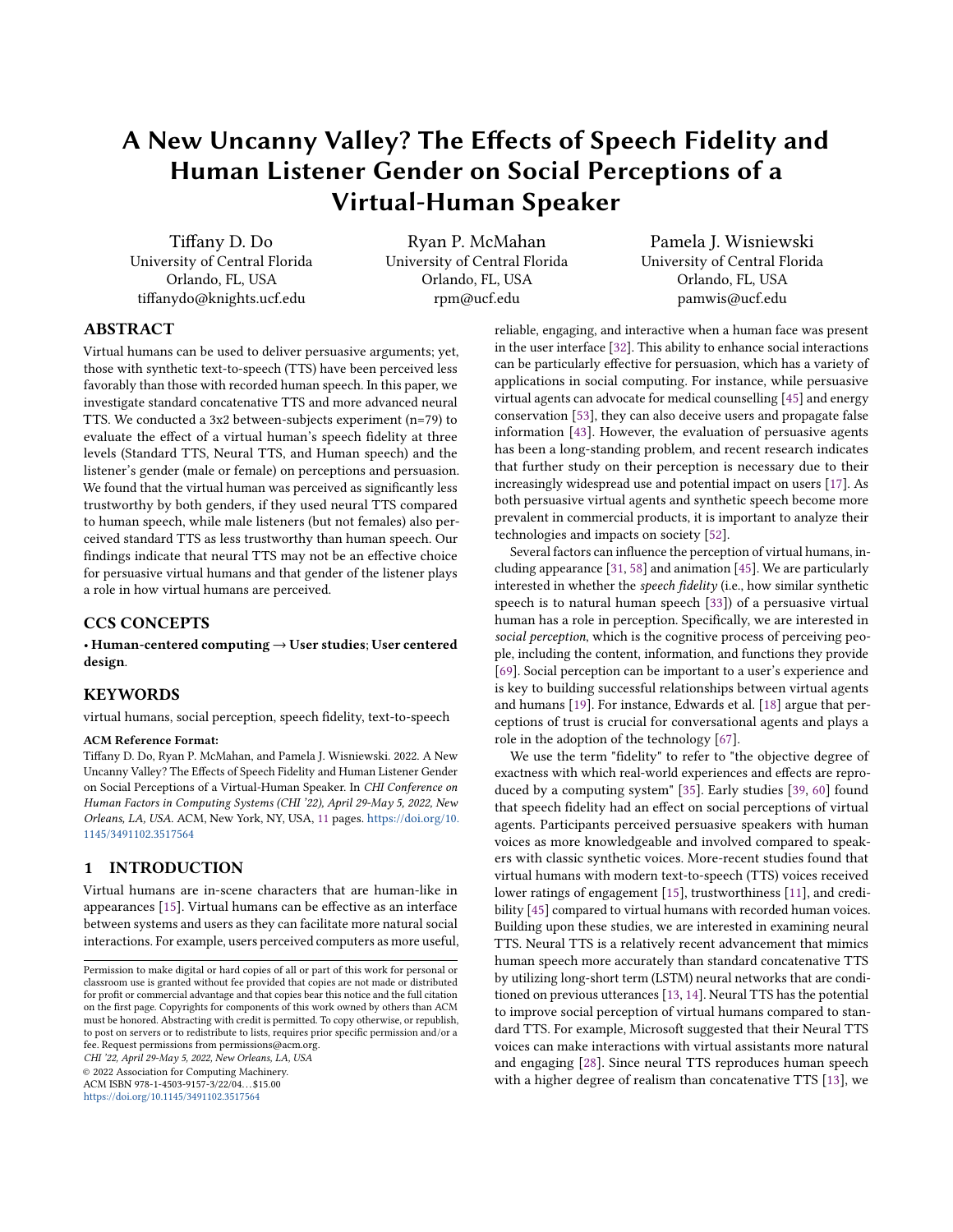# A New Uncanny Valley? The Effects of Speech Fidelity and Human Listener Gender on Social Perceptions of a Virtual-Human Speaker

Tiffany D. Do
University of Central Florida
Orlando, FL, USA
tiffanydo@knights.ucf.edu

Ryan P. McMahan
University of Central Florida
Orlando, FL, USA
rpm@ucf.edu

Pamela J. Wisniewski
University of Central Florida
Orlando, FL, USA
pamwis@ucf.edu

## ABSTRACT

Virtual humans can be used to deliver persuasive arguments; yet, those with synthetic text-to-speech (TTS) have been perceived less favorably than those with recorded human speech. In this paper, we investigate standard concatenative TTS and more advanced neural TTS. We conducted a 3x2 between-subjects experiment (n=79) to evaluate the effect of a virtual human's speech fidelity at three levels (Standard TTS, Neural TTS, and Human speech) and the listener's gender (male or female) on perceptions and persuasion. We found that the virtual human was perceived as significantly less trustworthy by both genders, if they used neural TTS compared to human speech, while male listeners (but not females) also perceived standard TTS as less trustworthy than human speech. Our findings indicate that neural TTS may not be an effective choice for persuasive virtual humans and that gender of the listener plays a role in how virtual humans are perceived.

## CCS CONCEPTS

• **Human-centered computing → User studies; User centered design**.

## KEYWORDS

virtual humans, social perception, speech fidelity, text-to-speech

**ACM Reference Format:**
Tiffany D. Do, Ryan P. McMahan, and Pamela J. Wisniewski. 2022. A New Uncanny Valley? The Effects of Speech Fidelity and Human Listener Gender on Social Perceptions of a Virtual-Human Speaker. In *CHI Conference on Human Factors in Computing Systems (CHI '22), April 29-May 5, 2022, New Orleans, LA, USA.* ACM, New York, NY, USA, 11 pages. https://doi.org/10.1145/3491102.3517564

Permission to make digital or hard copies of all or part of this work for personal or classroom use is granted without fee provided that copies are not made or distributed for profit or commercial advantage and that copies bear this notice and the full citation on the first page. Copyrights for components of this work owned by others than ACM must be honored. Abstracting with credit is permitted. To copy otherwise, or republish, to post on servers or to redistribute to lists, requires prior specific permission and/or a fee. Request permissions from permissions@acm.org.
*CHI '22, April 29-May 5, 2022, New Orleans, LA, USA*
© 2022 Association for Computing Machinery.
ACM ISBN 978-1-4503-9157-3/22/04…$15.00
https://doi.org/10.1145/3491102.3517564

## 1 INTRODUCTION

Virtual humans are in-scene characters that are human-like in appearances [15]. Virtual humans can be effective as an interface between systems and users as they can facilitate more natural social interactions. For example, users perceived computers as more useful, reliable, engaging, and interactive when a human face was present in the user interface [32]. This ability to enhance social interactions can be particularly effective for persuasion, which has a variety of applications in social computing. For instance, while persuasive virtual agents can advocate for medical counselling [45] and energy conservation [53], they can also deceive users and propagate false information [43]. However, the evaluation of persuasive agents has been a long-standing problem, and recent research indicates that further study on their perception is necessary due to their increasingly widespread use and potential impact on users [17]. As both persuasive virtual agents and synthetic speech become more prevalent in commercial products, it is important to analyze their technologies and impacts on society [52].

Several factors can influence the perception of virtual humans, including appearance [31, 58] and animation [45]. We are particularly interested in whether the *speech fidelity* (i.e., how similar synthetic speech is to natural human speech [33]) of a persuasive virtual human has a role in perception. Specifically, we are interested in *social perception*, which is the cognitive process of perceiving people, including the content, information, and functions they provide [69]. Social perception can be important to a user's experience and is key to building successful relationships between virtual agents and humans [19]. For instance, Edwards et al. [18] argue that perceptions of trust is crucial for conversational agents and plays a role in the adoption of the technology [67].

We use the term "fidelity" to refer to "the objective degree of exactness with which real-world experiences and effects are reproduced by a computing system" [35]. Early studies [39, 60] found that speech fidelity had an effect on social perceptions of virtual agents. Participants perceived persuasive speakers with human voices as more knowledgeable and involved compared to speakers with classic synthetic voices. More-recent studies found that virtual humans with modern text-to-speech (TTS) voices received lower ratings of engagement [15], trustworthiness [11], and credibility [45] compared to virtual humans with recorded human voices. Building upon these studies, we are interested in examining neural TTS. Neural TTS is a relatively recent advancement that mimics human speech more accurately than standard concatenative TTS by utilizing long-short term (LSTM) neural networks that are conditioned on previous utterances [13, 14]. Neural TTS has the potential to improve social perception of virtual humans compared to standard TTS. For example, Microsoft suggested that their Neural TTS voices can make interactions with virtual assistants more natural and engaging [28]. Since neural TTS reproduces human speech with a higher degree of realism than concatenative TTS [13], we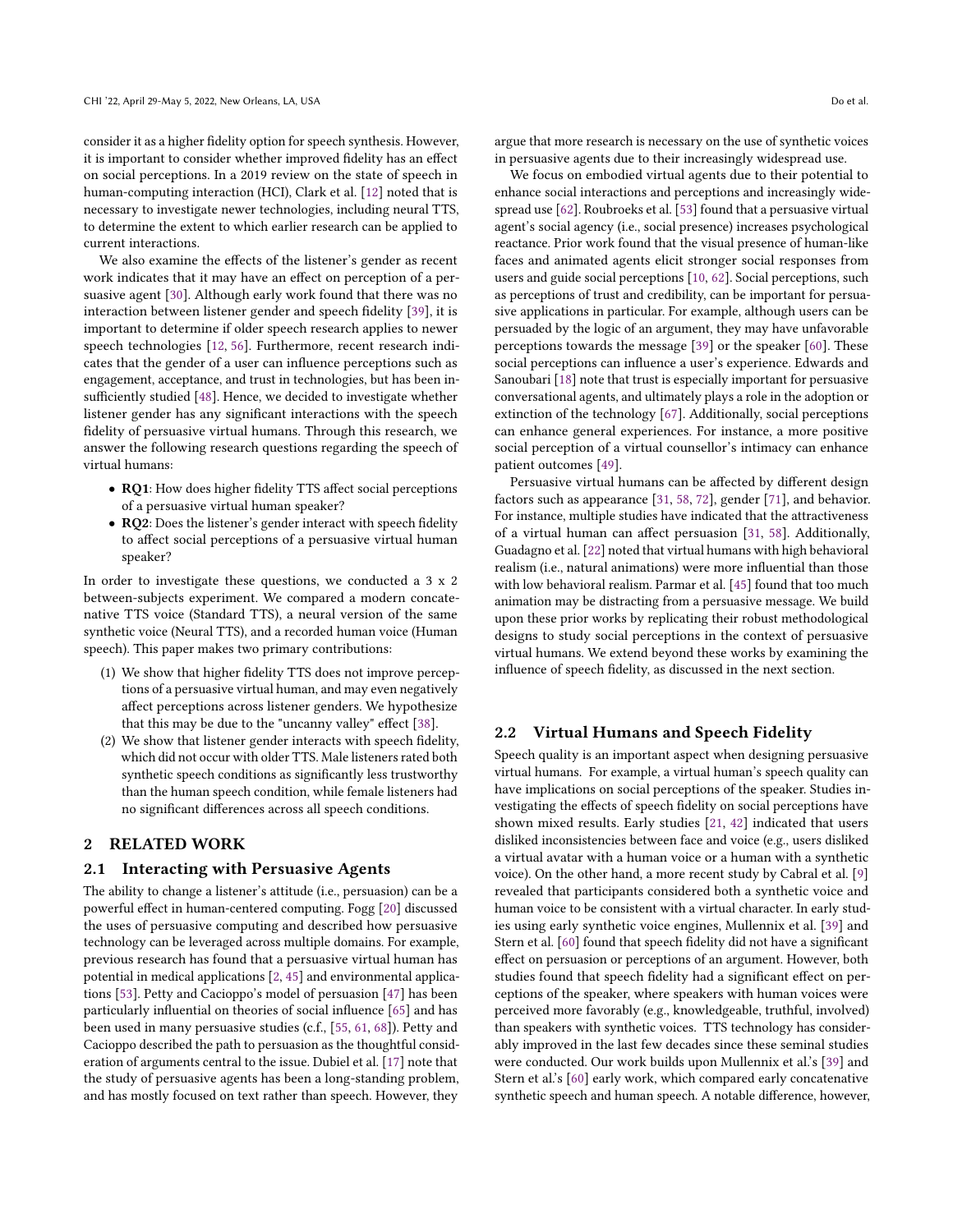consider it as a higher fidelity option for speech synthesis. However, it is important to consider whether improved fidelity has an effect on social perceptions. In a 2019 review on the state of speech in human-computing interaction (HCI), Clark et al. [12] noted that is necessary to investigate newer technologies, including neural TTS, to determine the extent to which earlier research can be applied to current interactions.

We also examine the effects of the listener's gender as recent work indicates that it may have an effect on perception of a persuasive agent [30]. Although early work found that there was no interaction between listener gender and speech fidelity [39], it is important to determine if older speech research applies to newer speech technologies [12, 56]. Furthermore, recent research indicates that the gender of a user can influence perceptions such as engagement, acceptance, and trust in technologies, but has been insufficiently studied [48]. Hence, we decided to investigate whether listener gender has any significant interactions with the speech fidelity of persuasive virtual humans. Through this research, we answer the following research questions regarding the speech of virtual humans:

- **RQ1**: How does higher fidelity TTS affect social perceptions of a persuasive virtual human speaker?
- **RQ2**: Does the listener's gender interact with speech fidelity to affect social perceptions of a persuasive virtual human speaker?

In order to investigate these questions, we conducted a 3 x 2 between-subjects experiment. We compared a modern concatenative TTS voice (Standard TTS), a neural version of the same synthetic voice (Neural TTS), and a recorded human voice (Human speech). This paper makes two primary contributions:

1. We show that higher fidelity TTS does not improve perceptions of a persuasive virtual human, and may even negatively affect perceptions across listener genders. We hypothesize that this may be due to the "uncanny valley" effect [38].
2. We show that listener gender interacts with speech fidelity, which did not occur with older TTS. Male listeners rated both synthetic speech conditions as significantly less trustworthy than the human speech condition, while female listeners had no significant differences across all speech conditions.

## 2 RELATED WORK

### 2.1 Interacting with Persuasive Agents

The ability to change a listener's attitude (i.e., persuasion) can be a powerful effect in human-centered computing. Fogg [20] discussed the uses of persuasive computing and described how persuasive technology can be leveraged across multiple domains. For example, previous research has found that a persuasive virtual human has potential in medical applications [2, 45] and environmental applications [53]. Petty and Cacioppo's model of persuasion [47] has been particularly influential on theories of social influence [65] and has been used in many persuasive studies (c.f., [55, 61, 68]). Petty and Cacioppo described the path to persuasion as the thoughtful consideration of arguments central to the issue. Dubiel et al. [17] note that the study of persuasive agents has been a long-standing problem, and has mostly focused on text rather than speech. However, they argue that more research is necessary on the use of synthetic voices in persuasive agents due to their increasingly widespread use.

We focus on embodied virtual agents due to their potential to enhance social interactions and perceptions and increasingly widespread use [62]. Roubroeks et al. [53] found that a persuasive virtual agent's social agency (i.e., social presence) increases psychological reactance. Prior work found that the visual presence of human-like faces and animated agents elicit stronger social responses from users and guide social perceptions [10, 62]. Social perceptions, such as perceptions of trust and credibility, can be important for persuasive applications in particular. For example, although users can be persuaded by the logic of an argument, they may have unfavorable perceptions towards the message [39] or the speaker [60]. These social perceptions can influence a user's experience. Edwards and Sanoubari [18] note that trust is especially important for persuasive conversational agents, and ultimately plays a role in the adoption or extinction of the technology [67]. Additionally, social perceptions can enhance general experiences. For instance, a more positive social perception of a virtual counsellor's intimacy can enhance patient outcomes [49].

Persuasive virtual humans can be affected by different design factors such as appearance [31, 58, 72], gender [71], and behavior. For instance, multiple studies have indicated that the attractiveness of a virtual human can affect persuasion [31, 58]. Additionally, Guadagno et al. [22] noted that virtual humans with high behavioral realism (i.e., natural animations) were more influential than those with low behavioral realism. Parmar et al. [45] found that too much animation may be distracting from a persuasive message. We build upon these prior works by replicating their robust methodological designs to study social perceptions in the context of persuasive virtual humans. We extend beyond these works by examining the influence of speech fidelity, as discussed in the next section.

### 2.2 Virtual Humans and Speech Fidelity

Speech quality is an important aspect when designing persuasive virtual humans. For example, a virtual human's speech quality can have implications on social perceptions of the speaker. Studies investigating the effects of speech fidelity on social perceptions have shown mixed results. Early studies [21, 42] indicated that users disliked inconsistencies between face and voice (e.g., users disliked a virtual avatar with a human voice or a human with a synthetic voice). On the other hand, a more recent study by Cabral et al. [9] revealed that participants considered both a synthetic voice and human voice to be consistent with a virtual character. In early studies using early synthetic voice engines, Mullennix et al. [39] and Stern et al. [60] found that speech fidelity did not have a significant effect on persuasion or perceptions of an argument. However, both studies found that speech fidelity had a significant effect on perceptions of the speaker, where speakers with human voices were perceived more favorably (e.g., knowledgeable, truthful, involved) than speakers with synthetic voices. TTS technology has considerably improved in the last few decades since these seminal studies were conducted. Our work builds upon Mullennix et al.'s [39] and Stern et al.'s [60] early work, which compared early concatenative synthetic speech and human speech. A notable difference, however,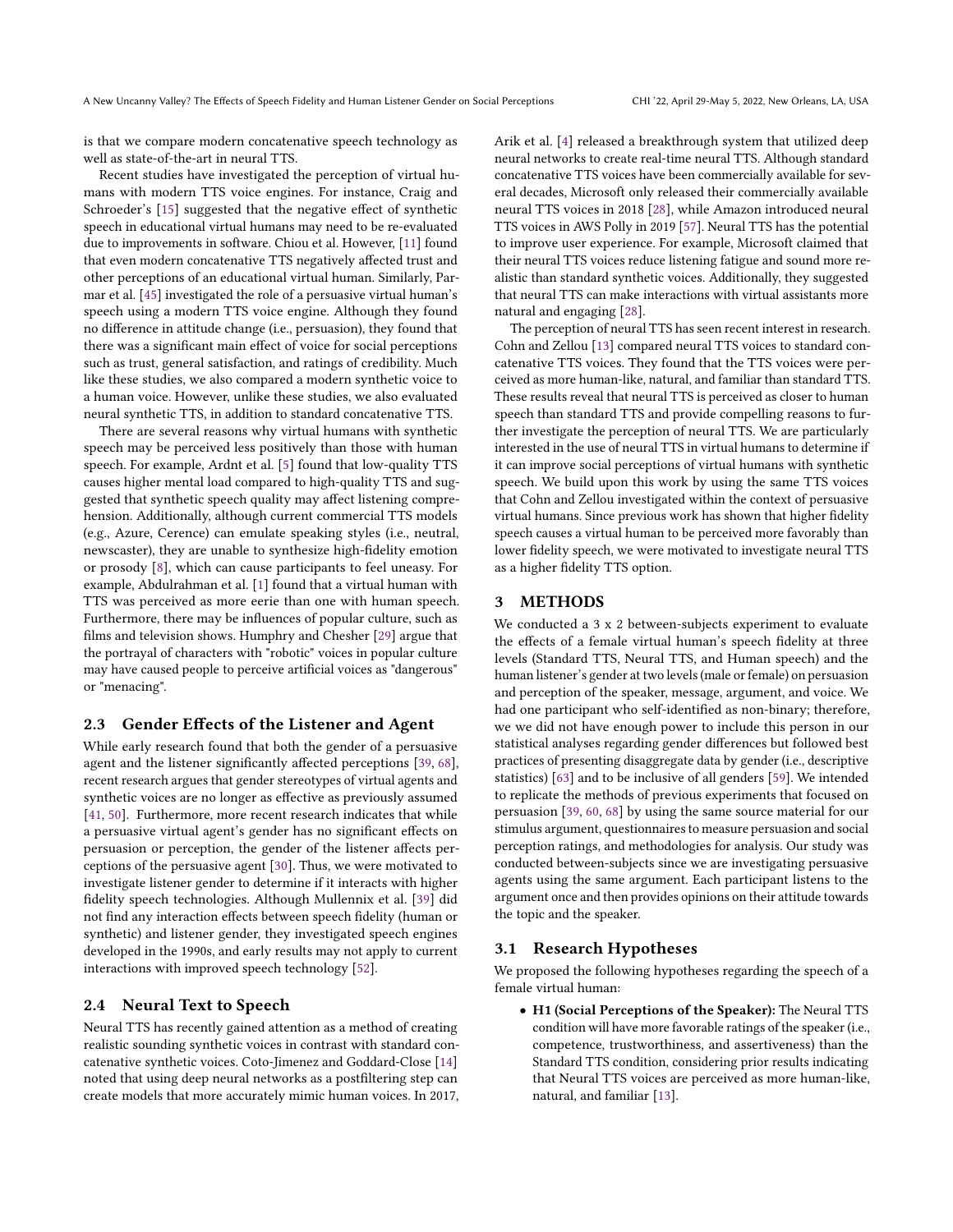is that we compare modern concatenative speech technology as well as state-of-the-art in neural TTS.

Recent studies have investigated the perception of virtual humans with modern TTS voice engines. For instance, Craig and Schroeder's [15] suggested that the negative effect of synthetic speech in educational virtual humans may need to be re-evaluated due to improvements in software. Chiou et al. However, [11] found that even modern concatenative TTS negatively affected trust and other perceptions of an educational virtual human. Similarly, Parmar et al. [45] investigated the role of a persuasive virtual human's speech using a modern TTS voice engine. Although they found no difference in attitude change (i.e., persuasion), they found that there was a significant main effect of voice for social perceptions such as trust, general satisfaction, and ratings of credibility. Much like these studies, we also compared a modern synthetic voice to a human voice. However, unlike these studies, we also evaluated neural synthetic TTS, in addition to standard concatenative TTS.

There are several reasons why virtual humans with synthetic speech may be perceived less positively than those with human speech. For example, Ardnt et al. [5] found that low-quality TTS causes higher mental load compared to high-quality TTS and suggested that synthetic speech quality may affect listening comprehension. Additionally, although current commercial TTS models (e.g., Azure, Cerence) can emulate speaking styles (i.e., neutral, newscaster), they are unable to synthesize high-fidelity emotion or prosody [8], which can cause participants to feel uneasy. For example, Abdulrahman et al. [1] found that a virtual human with TTS was perceived as more eerie than one with human speech. Furthermore, there may be influences of popular culture, such as films and television shows. Humphry and Chesher [29] argue that the portrayal of characters with "robotic" voices in popular culture may have caused people to perceive artificial voices as "dangerous" or "menacing".

### 2.3 Gender Effects of the Listener and Agent

While early research found that both the gender of a persuasive agent and the listener significantly affected perceptions [39, 68], recent research argues that gender stereotypes of virtual agents and synthetic voices are no longer as effective as previously assumed [41, 50]. Furthermore, more recent research indicates that while a persuasive virtual agent's gender has no significant effects on persuasion or perception, the gender of the listener affects perceptions of the persuasive agent [30]. Thus, we were motivated to investigate listener gender to determine if it interacts with higher fidelity speech technologies. Although Mullennix et al. [39] did not find any interaction effects between speech fidelity (human or synthetic) and listener gender, they investigated speech engines developed in the 1990s, and early results may not apply to current interactions with improved speech technology [52].

### 2.4 Neural Text to Speech

Neural TTS has recently gained attention as a method of creating realistic sounding synthetic voices in contrast with standard concatenative synthetic voices. Coto-Jimenez and Goddard-Close [14] noted that using deep neural networks as a postfiltering step can create models that more accurately mimic human voices. In 2017, Arik et al. [4] released a breakthrough system that utilized deep neural networks to create real-time neural TTS. Although standard concatenative TTS voices have been commercially available for several decades, Microsoft only released their commercially available neural TTS voices in 2018 [28], while Amazon introduced neural TTS voices in AWS Polly in 2019 [57]. Neural TTS has the potential to improve user experience. For example, Microsoft claimed that their neural TTS voices reduce listening fatigue and sound more realistic than standard synthetic voices. Additionally, they suggested that neural TTS can make interactions with virtual assistants more natural and engaging [28].

The perception of neural TTS has seen recent interest in research. Cohn and Zellou [13] compared neural TTS voices to standard concatenative TTS voices. They found that the TTS voices were perceived as more human-like, natural, and familiar than standard TTS. These results reveal that neural TTS is perceived as closer to human speech than standard TTS and provide compelling reasons to further investigate the perception of neural TTS. We are particularly interested in the use of neural TTS in virtual humans to determine if it can improve social perceptions of virtual humans with synthetic speech. We build upon this work by using the same TTS voices that Cohn and Zellou investigated within the context of persuasive virtual humans. Since previous work has shown that higher fidelity speech causes a virtual human to be perceived more favorably than lower fidelity speech, we were motivated to investigate neural TTS as a higher fidelity TTS option.

## 3 METHODS

We conducted a 3 x 2 between-subjects experiment to evaluate the effects of a female virtual human's speech fidelity at three levels (Standard TTS, Neural TTS, and Human speech) and the human listener's gender at two levels (male or female) on persuasion and perception of the speaker, message, argument, and voice. We had one participant who self-identified as non-binary; therefore, we we did not have enough power to include this person in our statistical analyses regarding gender differences but followed best practices of presenting disaggregate data by gender (i.e., descriptive statistics) [63] and to be inclusive of all genders [59]. We intended to replicate the methods of previous experiments that focused on persuasion [39, 60, 68] by using the same source material for our stimulus argument, questionnaires to measure persuasion and social perception ratings, and methodologies for analysis. Our study was conducted between-subjects since we are investigating persuasive agents using the same argument. Each participant listens to the argument once and then provides opinions on their attitude towards the topic and the speaker.

### 3.1 Research Hypotheses

We proposed the following hypotheses regarding the speech of a female virtual human:

- **H1 (Social Perceptions of the Speaker):** The Neural TTS condition will have more favorable ratings of the speaker (i.e., competence, trustworthiness, and assertiveness) than the Standard TTS condition, considering prior results indicating that Neural TTS voices are perceived as more human-like, natural, and familiar [13].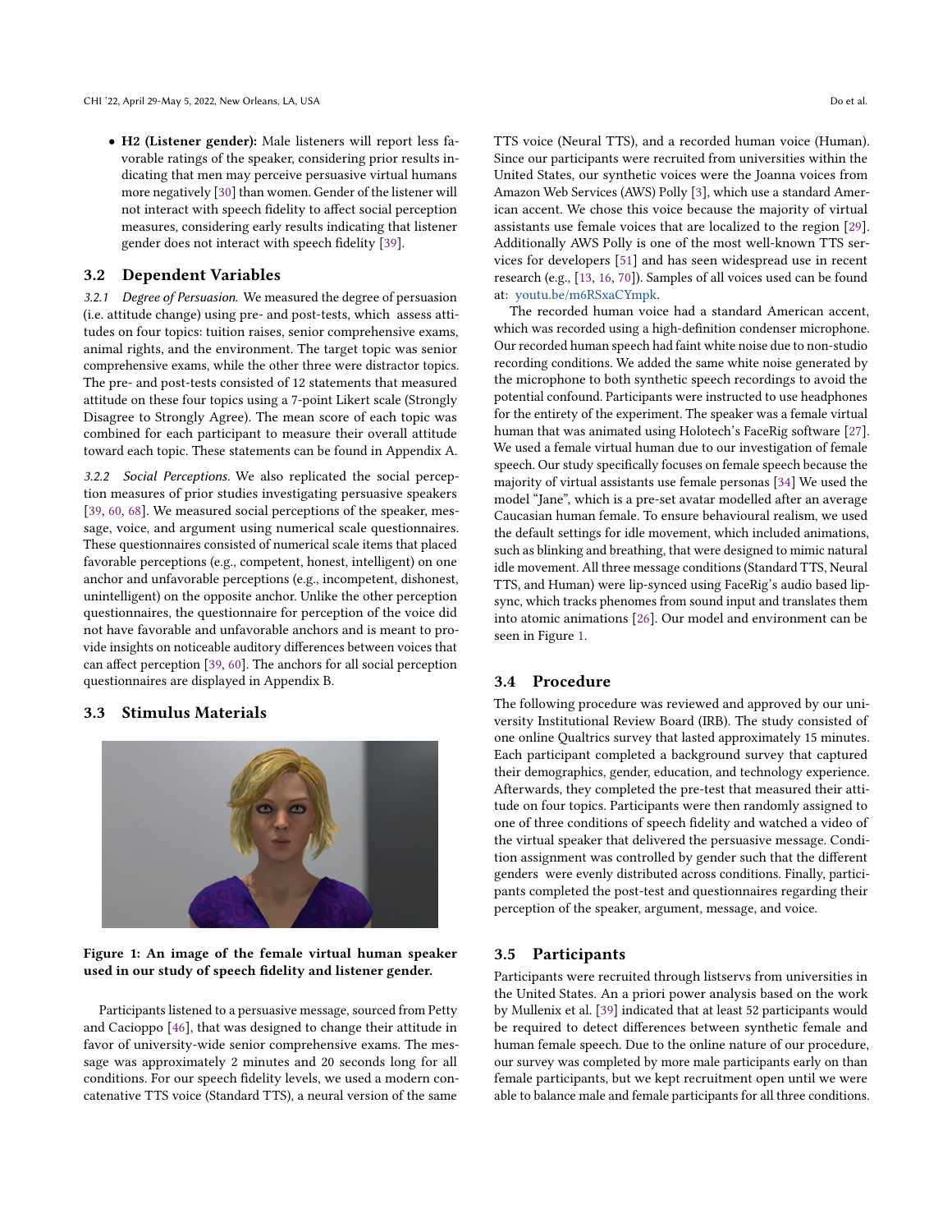- **H2 (Listener gender):** Male listeners will report less favorable ratings of the speaker, considering prior results indicating that men may perceive persuasive virtual humans more negatively [30] than women. Gender of the listener will not interact with speech fidelity to affect social perception measures, considering early results indicating that listener gender does not interact with speech fidelity [39].

## 3.2 Dependent Variables

*3.2.1 Degree of Persuasion.* We measured the degree of persuasion (i.e. attitude change) using pre- and post-tests, which assess attitudes on four topics: tuition raises, senior comprehensive exams, animal rights, and the environment. The target topic was senior comprehensive exams, while the other three were distractor topics. The pre- and post-tests consisted of 12 statements that measured attitude on these four topics using a 7-point Likert scale (Strongly Disagree to Strongly Agree). The mean score of each topic was combined for each participant to measure their overall attitude toward each topic. These statements can be found in Appendix A.

*3.2.2 Social Perceptions.* We also replicated the social perception measures of prior studies investigating persuasive speakers [39, 60, 68]. We measured social perceptions of the speaker, message, voice, and argument using numerical scale questionnaires. These questionnaires consisted of numerical scale items that placed favorable perceptions (e.g., competent, honest, intelligent) on one anchor and unfavorable perceptions (e.g., incompetent, dishonest, unintelligent) on the opposite anchor. Unlike the other perception questionnaires, the questionnaire for perception of the voice did not have favorable and unfavorable anchors and is meant to provide insights on noticeable auditory differences between voices that can affect perception [39, 60]. The anchors for all social perception questionnaires are displayed in Appendix B.

## 3.3 Stimulus Materials

**Figure 1: An image of the female virtual human speaker used in our study of speech fidelity and listener gender.**

Participants listened to a persuasive message, sourced from Petty and Cacioppo [46], that was designed to change their attitude in favor of university-wide senior comprehensive exams. The message was approximately 2 minutes and 20 seconds long for all conditions. For our speech fidelity levels, we used a modern concatenative TTS voice (Standard TTS), a neural version of the same TTS voice (Neural TTS), and a recorded human voice (Human). Since our participants were recruited from universities within the United States, our synthetic voices were the Joanna voices from Amazon Web Services (AWS) Polly [3], which use a standard American accent. We chose this voice because the majority of virtual assistants use female voices that are localized to the region [29]. Additionally AWS Polly is one of the most well-known TTS services for developers [51] and has seen widespread use in recent research (e.g., [13, 16, 70]). Samples of all voices used can be found at: youtu.be/m6RSxaCYmpk.

The recorded human voice had a standard American accent, which was recorded using a high-definition condenser microphone. Our recorded human speech had faint white noise due to non-studio recording conditions. We added the same white noise generated by the microphone to both synthetic speech recordings to avoid the potential confound. Participants were instructed to use headphones for the entirety of the experiment. The speaker was a female virtual human that was animated using Holotech's FaceRig software [27]. We used a female virtual human due to our investigation of female speech. Our study specifically focuses on female speech because the majority of virtual assistants use female personas [34] We used the model "Jane", which is a pre-set avatar modelled after an average Caucasian human female. To ensure behavioural realism, we used the default settings for idle movement, which included animations, such as blinking and breathing, that were designed to mimic natural idle movement. All three message conditions (Standard TTS, Neural TTS, and Human) were lip-synced using FaceRig's audio based lip-sync, which tracks phenomes from sound input and translates them into atomic animations [26]. Our model and environment can be seen in Figure 1.

## 3.4 Procedure

The following procedure was reviewed and approved by our university Institutional Review Board (IRB). The study consisted of one online Qualtrics survey that lasted approximately 15 minutes. Each participant completed a background survey that captured their demographics, gender, education, and technology experience. Afterwards, they completed the pre-test that measured their attitude on four topics. Participants were then randomly assigned to one of three conditions of speech fidelity and watched a video of the virtual speaker that delivered the persuasive message. Condition assignment was controlled by gender such that the different genders were evenly distributed across conditions. Finally, participants completed the post-test and questionnaires regarding their perception of the speaker, argument, message, and voice.

## 3.5 Participants

Participants were recruited through listservs from universities in the United States. An a priori power analysis based on the work by Mullenix et al. [39] indicated that at least 52 participants would be required to detect differences between synthetic female and human female speech. Due to the online nature of our procedure, our survey was completed by more male participants early on than female participants, but we kept recruitment open until we were able to balance male and female participants for all three conditions.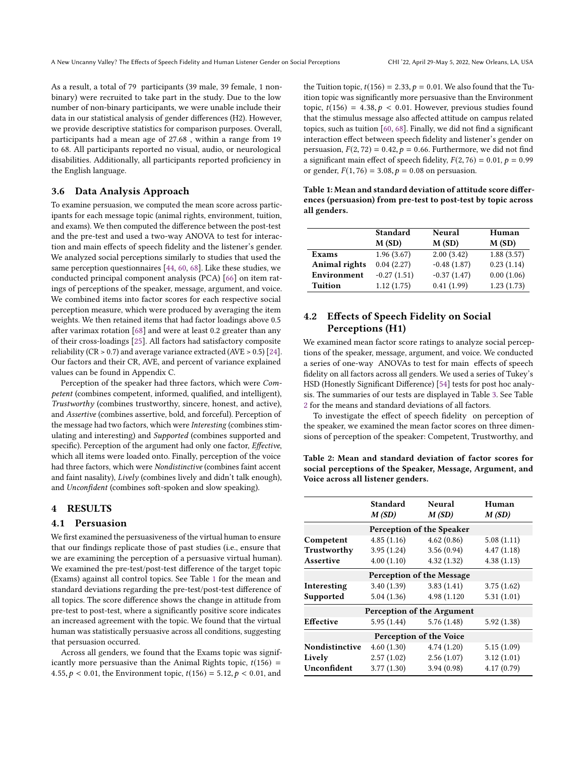As a result, a total of 79 participants (39 male, 39 female, 1 non-binary) were recruited to take part in the study. Due to the low number of non-binary participants, we were unable include their data in our statistical analysis of gender differences (H2). However, we provide descriptive statistics for comparison purposes. Overall, participants had a mean age of 27.68 , within a range from 19 to 68. All participants reported no visual, audio, or neurological disabilities. Additionally, all participants reported proficiency in the English language.

### 3.6 Data Analysis Approach

To examine persuasion, we computed the mean score across participants for each message topic (animal rights, environment, tuition, and exams). We then computed the difference between the post-test and the pre-test and used a two-way ANOVA to test for interaction and main effects of speech fidelity and the listener's gender. We analyzed social perceptions similarly to studies that used the same perception questionnaires [44, 60, 68]. Like these studies, we conducted principal component analysis (PCA) [66] on item ratings of perceptions of the speaker, message, argument, and voice. We combined items into factor scores for each respective social perception measure, which were produced by averaging the item weights. We then retained items that had factor loadings above 0.5 after varimax rotation [68] and were at least 0.2 greater than any of their cross-loadings [25]. All factors had satisfactory composite reliability (CR > 0.7) and average variance extracted (AVE > 0.5) [24]. Our factors and their CR, AVE, and percent of variance explained values can be found in Appendix C.

Perception of the speaker had three factors, which were *Competent* (combines competent, informed, qualified, and intelligent), *Trustworthy* (combines trustworthy, sincere, honest, and active), and *Assertive* (combines assertive, bold, and forceful). Perception of the message had two factors, which were *Interesting* (combines stimulating and interesting) and *Supported* (combines supported and specific). Perception of the argument had only one factor, *Effective*, which all items were loaded onto. Finally, perception of the voice had three factors, which were *Nondistinctive* (combines faint accent and faint nasality), *Lively* (combines lively and didn't talk enough), and *Unconfident* (combines soft-spoken and slow speaking).

## 4 RESULTS

### 4.1 Persuasion

We first examined the persuasiveness of the virtual human to ensure that our findings replicate those of past studies (i.e., ensure that we are examining the perception of a persuasive virtual human). We examined the pre-test/post-test difference of the target topic (Exams) against all control topics. See Table 1 for the mean and standard deviations regarding the pre-test/post-test difference of all topics. The score difference shows the change in attitude from pre-test to post-test, where a significantly positive score indicates an increased agreement with the topic. We found that the virtual human was statistically persuasive across all conditions, suggesting that persuasion occurred.

Across all genders, we found that the Exams topic was significantly more persuasive than the Animal Rights topic, $t(156) = 4.55, p < 0.01$, the Environment topic, $t(156) = 5.12, p < 0.01$, and the Tuition topic, $t(156) = 2.33, p = 0.01$. We also found that the Tuition topic was significantly more persuasive than the Environment topic, $t(156) = 4.38, p < 0.01$. However, previous studies found that the stimulus message also affected attitude on campus related topics, such as tuition [60, 68]. Finally, we did not find a significant interaction effect between speech fidelity and listener's gender on persuasion, $F(2, 72) = 0.42, p = 0.66$. Furthermore, we did not find a significant main effect of speech fidelity, $F(2, 76) = 0.01$, $p = 0.99$ or gender, $F(1, 76) = 3.08, p = 0.08$ on persuasion.

**Table 1: Mean and standard deviation of attitude score differences (persuasion) from pre-test to post-test by topic across all genders.**

| | Standard M (SD) | Neural M (SD) | Human M (SD) |
|---|---|---|---|
| **Exams** | 1.96 (3.67) | 2.00 (3.42) | 1.88 (3.57) |
| **Animal rights** | 0.04 (2.27) | -0.48 (1.87) | 0.23 (1.14) |
| **Environment** | -0.27 (1.51) | -0.37 (1.47) | 0.00 (1.06) |
| **Tuition** | 1.12 (1.75) | 0.41 (1.99) | 1.23 (1.73) |

### 4.2 Effects of Speech Fidelity on Social Perceptions (H1)

We examined mean factor score ratings to analyze social perceptions of the speaker, message, argument, and voice. We conducted a series of one-way ANOVAs to test for main effects of speech fidelity on all factors across all genders. We used a series of Tukey's HSD (Honestly Significant Difference) [54] tests for post hoc analysis. The summaries of our tests are displayed in Table 3. See Table 2 for the means and standard deviations of all factors.

To investigate the effect of speech fidelity on perception of the speaker, we examined the mean factor scores on three dimensions of perception of the speaker: Competent, Trustworthy, and

**Table 2: Mean and standard deviation of factor scores for social perceptions of the Speaker, Message, Argument, and Voice across all listener genders.**

| | Standard *M (SD)* | Neural *M (SD)* | Human *M (SD)* |
|---|---|---|---|
| | **Perception of the Speaker** | | |
| **Competent** | 4.85 (1.16) | 4.62 (0.86) | 5.08 (1.11) |
| **Trustworthy** | 3.95 (1.24) | 3.56 (0.94) | 4.47 (1.18) |
| **Assertive** | 4.00 (1.10) | 4.32 (1.32) | 4.38 (1.13) |
| | **Perception of the Message** | | |
| **Interesting** | 3.40 (1.39) | 3.83 (1.41) | 3.75 (1.62) |
| **Supported** | 5.04 (1.36) | 4.98 (1.120 | 5.31 (1.01) |
| | **Perception of the Argument** | | |
| **Effective** | 5.95 (1.44) | 5.76 (1.48) | 5.92 (1.38) |
| | **Perception of the Voice** | | |
| **Nondistinctive** | 4.60 (1.30) | 4.74 (1.20) | 5.15 (1.09) |
| **Lively** | 2.57 (1.02) | 2.56 (1.07) | 3.12 (1.01) |
| **Unconfident** | 3.77 (1.30) | 3.94 (0.98) | 4.17 (0.79) |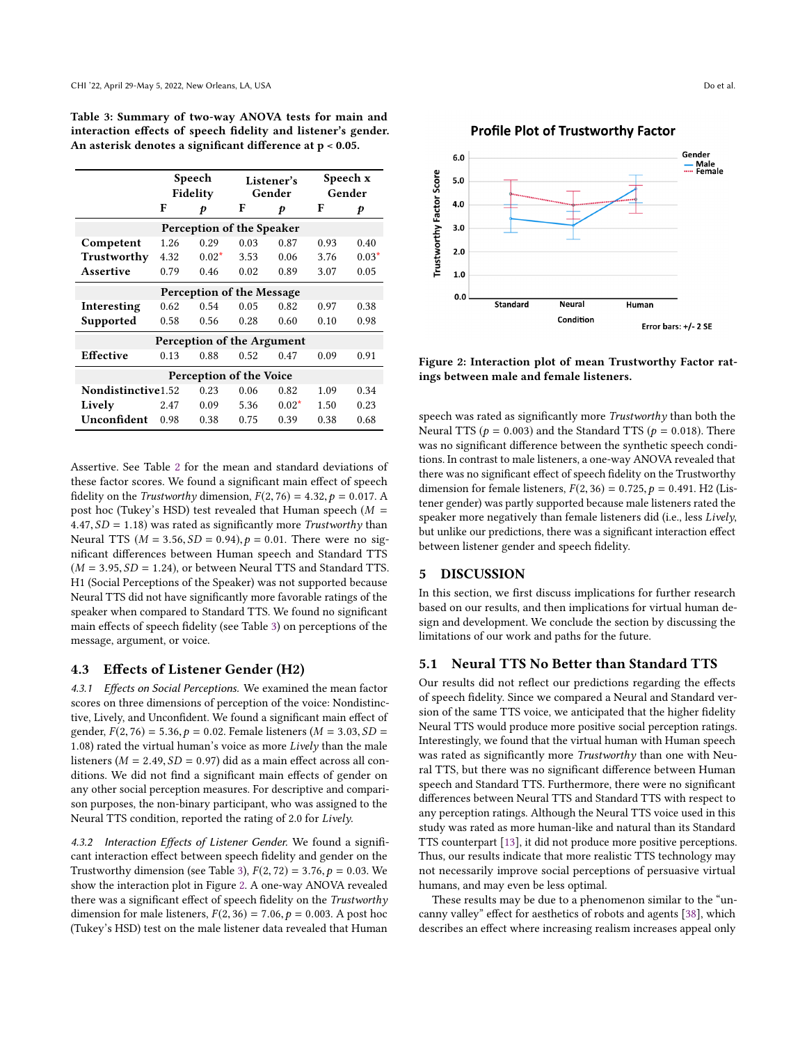**Table 3: Summary of two-way ANOVA tests for main and interaction effects of speech fidelity and listener's gender. An asterisk denotes a significant difference at p < 0.05.**

| | Speech Fidelity | | Listener's Gender | | Speech x Gender | |
|---|---|---|---|---|---|---|
| | F | *p* | F | *p* | F | *p* |
| **Perception of the Speaker** | | | | | | |
| **Competent** | 1.26 | 0.29 | 0.03 | 0.87 | 0.93 | 0.40 |
| **Trustworthy** | 4.32 | 0.02* | 3.53 | 0.06 | 3.76 | 0.03* |
| **Assertive** | 0.79 | 0.46 | 0.02 | 0.89 | 3.07 | 0.05 |
| **Perception of the Message** | | | | | | |
| **Interesting** | 0.62 | 0.54 | 0.05 | 0.82 | 0.97 | 0.38 |
| **Supported** | 0.58 | 0.56 | 0.28 | 0.60 | 0.10 | 0.98 |
| **Perception of the Argument** | | | | | | |
| **Effective** | 0.13 | 0.88 | 0.52 | 0.47 | 0.09 | 0.91 |
| **Perception of the Voice** | | | | | | |
| **Nondistinctive** | 1.52 | 0.23 | 0.06 | 0.82 | 1.09 | 0.34 |
| **Lively** | 2.47 | 0.09 | 5.36 | 0.02* | 1.50 | 0.23 |
| **Unconfident** | 0.98 | 0.38 | 0.75 | 0.39 | 0.38 | 0.68 |

Assertive. See Table 2 for the mean and standard deviations of these factor scores. We found a significant main effect of speech fidelity on the *Trustworthy* dimension, $F(2, 76) = 4.32, p = 0.017$. A post hoc (Tukey's HSD) test revealed that Human speech ($M = 4.47, SD = 1.18$) was rated as significantly more *Trustworthy* than Neural TTS ($M = 3.56, SD = 0.94$), $p = 0.01$. There were no significant differences between Human speech and Standard TTS ($M = 3.95, SD = 1.24$), or between Neural TTS and Standard TTS. H1 (Social Perceptions of the Speaker) was not supported because Neural TTS did not have significantly more favorable ratings of the speaker when compared to Standard TTS. We found no significant main effects of speech fidelity (see Table 3) on perceptions of the message, argument, or voice.

## 4.3 Effects of Listener Gender (H2)

*4.3.1 Effects on Social Perceptions.* We examined the mean factor scores on three dimensions of perception of the voice: Nondistinctive, Lively, and Unconfident. We found a significant main effect of gender, $F(2, 76) = 5.36, p = 0.02$. Female listeners ($M = 3.03, SD = 1.08$) rated the virtual human's voice as more *Lively* than the male listeners ($M = 2.49, SD = 0.97$) did as a main effect across all conditions. We did not find a significant main effects of gender on any other social perception measures. For descriptive and comparison purposes, the non-binary participant, who was assigned to the Neural TTS condition, reported the rating of 2.0 for *Lively*.

*4.3.2 Interaction Effects of Listener Gender.* We found a significant interaction effect between speech fidelity and gender on the Trustworthy dimension (see Table 3), $F(2, 72) = 3.76, p = 0.03$. We show the interaction plot in Figure 2. A one-way ANOVA revealed there was a significant effect of speech fidelity on the *Trustworthy* dimension for male listeners, $F(2, 36) = 7.06, p = 0.003$. A post hoc (Tukey's HSD) test on the male listener data revealed that Human

**Figure 2: Interaction plot of mean Trustworthy Factor ratings between male and female listeners.**

speech was rated as significantly more *Trustworthy* than both the Neural TTS ($p = 0.003$) and the Standard TTS ($p = 0.018$). There was no significant difference between the synthetic speech conditions. In contrast to male listeners, a one-way ANOVA revealed that there was no significant effect of speech fidelity on the Trustworthy dimension for female listeners, $F(2, 36) = 0.725, p = 0.491$. H2 (Listener gender) was partly supported because male listeners rated the speaker more negatively than female listeners did (i.e., less *Lively*, but unlike our predictions, there was a significant interaction effect between listener gender and speech fidelity.

# 5 DISCUSSION

In this section, we first discuss implications for further research based on our results, and then implications for virtual human design and development. We conclude the section by discussing the limitations of our work and paths for the future.

## 5.1 Neural TTS No Better than Standard TTS

Our results did not reflect our predictions regarding the effects of speech fidelity. Since we compared a Neural and Standard version of the same TTS voice, we anticipated that the higher fidelity Neural TTS would produce more positive social perception ratings. Interestingly, we found that the virtual human with Human speech was rated as significantly more *Trustworthy* than one with Neural TTS, but there was no significant difference between Human speech and Standard TTS. Furthermore, there were no significant differences between Neural TTS and Standard TTS with respect to any perception ratings. Although the Neural TTS voice used in this study was rated as more human-like and natural than its Standard TTS counterpart [13], it did not produce more positive perceptions. Thus, our results indicate that more realistic TTS technology may not necessarily improve social perceptions of persuasive virtual humans, and may even be less optimal.

These results may be due to a phenomenon similar to the "uncanny valley" effect for aesthetics of robots and agents [38], which describes an effect where increasing realism increases appeal only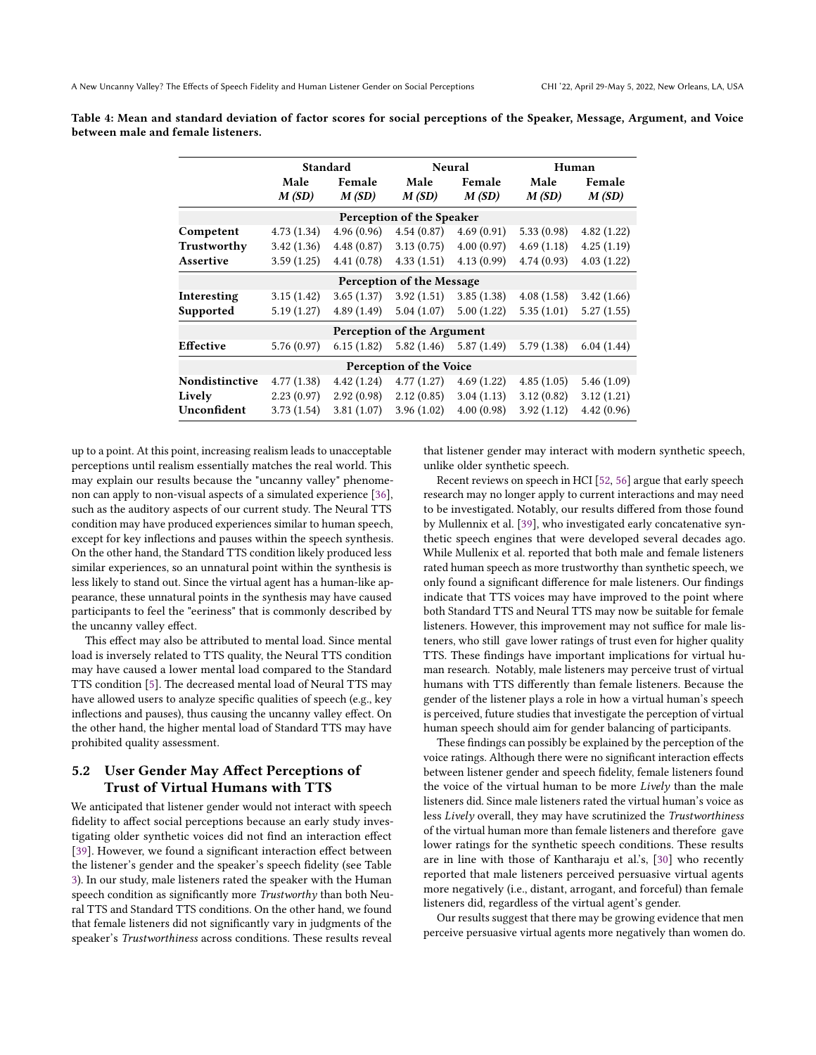**Table 4: Mean and standard deviation of factor scores for social perceptions of the Speaker, Message, Argument, and Voice between male and female listeners.**

| | Standard | | Neural | | Human | |
|---|---|---|---|---|---|---|
| | Male *M (SD)* | Female *M (SD)* | Male *M (SD)* | Female *M (SD)* | Male *M (SD)* | Female *M (SD)* |
| **Perception of the Speaker** | | | | | | |
| **Competent** | 4.73 (1.34) | 4.96 (0.96) | 4.54 (0.87) | 4.69 (0.91) | 5.33 (0.98) | 4.82 (1.22) |
| **Trustworthy** | 3.42 (1.36) | 4.48 (0.87) | 3.13 (0.75) | 4.00 (0.97) | 4.69 (1.18) | 4.25 (1.19) |
| **Assertive** | 3.59 (1.25) | 4.41 (0.78) | 4.33 (1.51) | 4.13 (0.99) | 4.74 (0.93) | 4.03 (1.22) |
| **Perception of the Message** | | | | | | |
| **Interesting** | 3.15 (1.42) | 3.65 (1.37) | 3.92 (1.51) | 3.85 (1.38) | 4.08 (1.58) | 3.42 (1.66) |
| **Supported** | 5.19 (1.27) | 4.89 (1.49) | 5.04 (1.07) | 5.00 (1.22) | 5.35 (1.01) | 5.27 (1.55) |
| **Perception of the Argument** | | | | | | |
| **Effective** | 5.76 (0.97) | 6.15 (1.82) | 5.82 (1.46) | 5.87 (1.49) | 5.79 (1.38) | 6.04 (1.44) |
| **Perception of the Voice** | | | | | | |
| **Nondistinctive** | 4.77 (1.38) | 4.42 (1.24) | 4.77 (1.27) | 4.69 (1.22) | 4.85 (1.05) | 5.46 (1.09) |
| **Lively** | 2.23 (0.97) | 2.92 (0.98) | 2.12 (0.85) | 3.04 (1.13) | 3.12 (0.82) | 3.12 (1.21) |
| **Unconfident** | 3.73 (1.54) | 3.81 (1.07) | 3.96 (1.02) | 4.00 (0.98) | 3.92 (1.12) | 4.42 (0.96) |

up to a point. At this point, increasing realism leads to unacceptable perceptions until realism essentially matches the real world. This may explain our results because the "uncanny valley" phenomenon can apply to non-visual aspects of a simulated experience [36], such as the auditory aspects of our current study. The Neural TTS condition may have produced experiences similar to human speech, except for key inflections and pauses within the speech synthesis. On the other hand, the Standard TTS condition likely produced less similar experiences, so an unnatural point within the synthesis is less likely to stand out. Since the virtual agent has a human-like appearance, these unnatural points in the synthesis may have caused participants to feel the "eeriness" that is commonly described by the uncanny valley effect.

This effect may also be attributed to mental load. Since mental load is inversely related to TTS quality, the Neural TTS condition may have caused a lower mental load compared to the Standard TTS condition [5]. The decreased mental load of Neural TTS may have allowed users to analyze specific qualities of speech (e.g., key inflections and pauses), thus causing the uncanny valley effect. On the other hand, the higher mental load of Standard TTS may have prohibited quality assessment.

## 5.2 User Gender May Affect Perceptions of Trust of Virtual Humans with TTS

We anticipated that listener gender would not interact with speech fidelity to affect social perceptions because an early study investigating older synthetic voices did not find an interaction effect [39]. However, we found a significant interaction effect between the listener's gender and the speaker's speech fidelity (see Table 3). In our study, male listeners rated the speaker with the Human speech condition as significantly more *Trustworthy* than both Neural TTS and Standard TTS conditions. On the other hand, we found that female listeners did not significantly vary in judgments of the speaker's *Trustworthiness* across conditions. These results reveal that listener gender may interact with modern synthetic speech, unlike older synthetic speech.

Recent reviews on speech in HCI [52, 56] argue that early speech research may no longer apply to current interactions and may need to be investigated. Notably, our results differed from those found by Mullennix et al. [39], who investigated early concatenative synthetic speech engines that were developed several decades ago. While Mullenix et al. reported that both male and female listeners rated human speech as more trustworthy than synthetic speech, we only found a significant difference for male listeners. Our findings indicate that TTS voices may have improved to the point where both Standard TTS and Neural TTS may now be suitable for female listeners. However, this improvement may not suffice for male listeners, who still gave lower ratings of trust even for higher quality TTS. These findings have important implications for virtual human research. Notably, male listeners may perceive trust of virtual humans with TTS differently than female listeners. Because the gender of the listener plays a role in how a virtual human's speech is perceived, future studies that investigate the perception of virtual human speech should aim for gender balancing of participants.

These findings can possibly be explained by the perception of the voice ratings. Although there were no significant interaction effects between listener gender and speech fidelity, female listeners found the voice of the virtual human to be more *Lively* than the male listeners did. Since male listeners rated the virtual human's voice as less *Lively* overall, they may have scrutinized the *Trustworthiness* of the virtual human more than female listeners and therefore gave lower ratings for the synthetic speech conditions. These results are in line with those of Kantharaju et al.'s, [30] who recently reported that male listeners perceived persuasive virtual agents more negatively (i.e., distant, arrogant, and forceful) than female listeners did, regardless of the virtual agent's gender.

Our results suggest that there may be growing evidence that men perceive persuasive virtual agents more negatively than women do.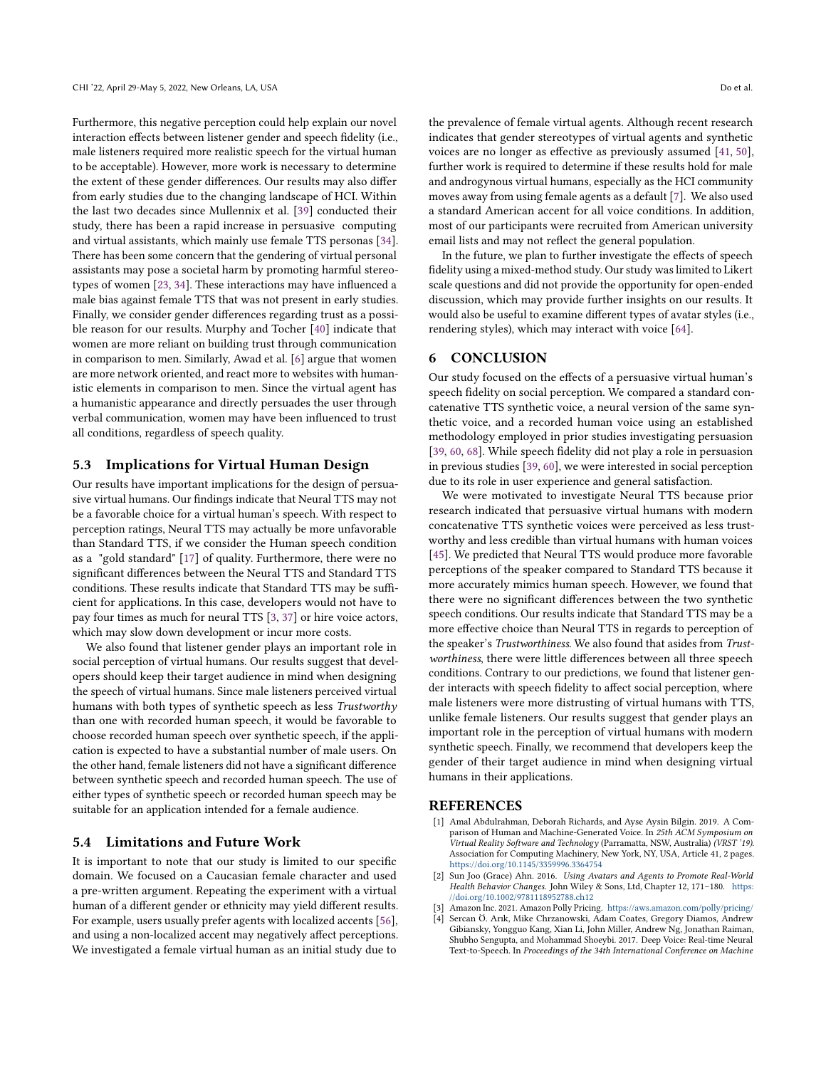Furthermore, this negative perception could help explain our novel interaction effects between listener gender and speech fidelity (i.e., male listeners required more realistic speech for the virtual human to be acceptable). However, more work is necessary to determine the extent of these gender differences. Our results may also differ from early studies due to the changing landscape of HCI. Within the last two decades since Mullennix et al. [39] conducted their study, there has been a rapid increase in persuasive computing and virtual assistants, which mainly use female TTS personas [34]. There has been some concern that the gendering of virtual personal assistants may pose a societal harm by promoting harmful stereotypes of women [23, 34]. These interactions may have influenced a male bias against female TTS that was not present in early studies. Finally, we consider gender differences regarding trust as a possible reason for our results. Murphy and Tocher [40] indicate that women are more reliant on building trust through communication in comparison to men. Similarly, Awad et al. [6] argue that women are more network oriented, and react more to websites with humanistic elements in comparison to men. Since the virtual agent has a humanistic appearance and directly persuades the user through verbal communication, women may have been influenced to trust all conditions, regardless of speech quality.

### 5.3 Implications for Virtual Human Design

Our results have important implications for the design of persuasive virtual humans. Our findings indicate that Neural TTS may not be a favorable choice for a virtual human's speech. With respect to perception ratings, Neural TTS may actually be more unfavorable than Standard TTS, if we consider the Human speech condition as a "gold standard" [17] of quality. Furthermore, there were no significant differences between the Neural TTS and Standard TTS conditions. These results indicate that Standard TTS may be sufficient for applications. In this case, developers would not have to pay four times as much for neural TTS [3, 37] or hire voice actors, which may slow down development or incur more costs.

We also found that listener gender plays an important role in social perception of virtual humans. Our results suggest that developers should keep their target audience in mind when designing the speech of virtual humans. Since male listeners perceived virtual humans with both types of synthetic speech as less *Trustworthy* than one with recorded human speech, it would be favorable to choose recorded human speech over synthetic speech, if the application is expected to have a substantial number of male users. On the other hand, female listeners did not have a significant difference between synthetic speech and recorded human speech. The use of either types of synthetic speech or recorded human speech may be suitable for an application intended for a female audience.

### 5.4 Limitations and Future Work

It is important to note that our study is limited to our specific domain. We focused on a Caucasian female character and used a pre-written argument. Repeating the experiment with a virtual human of a different gender or ethnicity may yield different results. For example, users usually prefer agents with localized accents [56], and using a non-localized accent may negatively affect perceptions. We investigated a female virtual human as an initial study due to the prevalence of female virtual agents. Although recent research indicates that gender stereotypes of virtual agents and synthetic voices are no longer as effective as previously assumed [41, 50], further work is required to determine if these results hold for male and androgynous virtual humans, especially as the HCI community moves away from using female agents as a default [7]. We also used a standard American accent for all voice conditions. In addition, most of our participants were recruited from American university email lists and may not reflect the general population.

In the future, we plan to further investigate the effects of speech fidelity using a mixed-method study. Our study was limited to Likert scale questions and did not provide the opportunity for open-ended discussion, which may provide further insights on our results. It would also be useful to examine different types of avatar styles (i.e., rendering styles), which may interact with voice [64].

## 6 CONCLUSION

Our study focused on the effects of a persuasive virtual human's speech fidelity on social perception. We compared a standard concatenative TTS synthetic voice, a neural version of the same synthetic voice, and a recorded human voice using an established methodology employed in prior studies investigating persuasion [39, 60, 68]. While speech fidelity did not play a role in persuasion in previous studies [39, 60], we were interested in social perception due to its role in user experience and general satisfaction.

We were motivated to investigate Neural TTS because prior research indicated that persuasive virtual humans with modern concatenative TTS synthetic voices were perceived as less trustworthy and less credible than virtual humans with human voices [45]. We predicted that Neural TTS would produce more favorable perceptions of the speaker compared to Standard TTS because it more accurately mimics human speech. However, we found that there were no significant differences between the two synthetic speech conditions. Our results indicate that Standard TTS may be a more effective choice than Neural TTS in regards to perception of the speaker's *Trustworthiness*. We also found that asides from *Trustworthiness*, there were little differences between all three speech conditions. Contrary to our predictions, we found that listener gender interacts with speech fidelity to affect social perception, where male listeners were more distrusting of virtual humans with TTS, unlike female listeners. Our results suggest that gender plays an important role in the perception of virtual humans with modern synthetic speech. Finally, we recommend that developers keep the gender of their target audience in mind when designing virtual humans in their applications.

## REFERENCES

- [1] Amal Abdulrahman, Deborah Richards, and Ayse Aysin Bilgin. 2019. A Comparison of Human and Machine-Generated Voice. In *25th ACM Symposium on Virtual Reality Software and Technology* (Parramatta, NSW, Australia) *(VRST '19)*. Association for Computing Machinery, New York, NY, USA, Article 41, 2 pages. https://doi.org/10.1145/3359996.3364754
- [2] Sun Joo (Grace) Ahn. 2016. *Using Avatars and Agents to Promote Real-World Health Behavior Changes.* John Wiley & Sons, Ltd, Chapter 12, 171–180. https://doi.org/10.1002/9781118952788.ch12
- [3] Amazon Inc. 2021. Amazon Polly Pricing. https://aws.amazon.com/polly/pricing/
- [4] Sercan Ö. Arık, Mike Chrzanowski, Adam Coates, Gregory Diamos, Andrew Gibiansky, Yongguo Kang, Xian Li, John Miller, Andrew Ng, Jonathan Raiman, Shubho Sengupta, and Mohammad Shoeybi. 2017. Deep Voice: Real-time Neural Text-to-Speech. In *Proceedings of the 34th International Conference on Machine*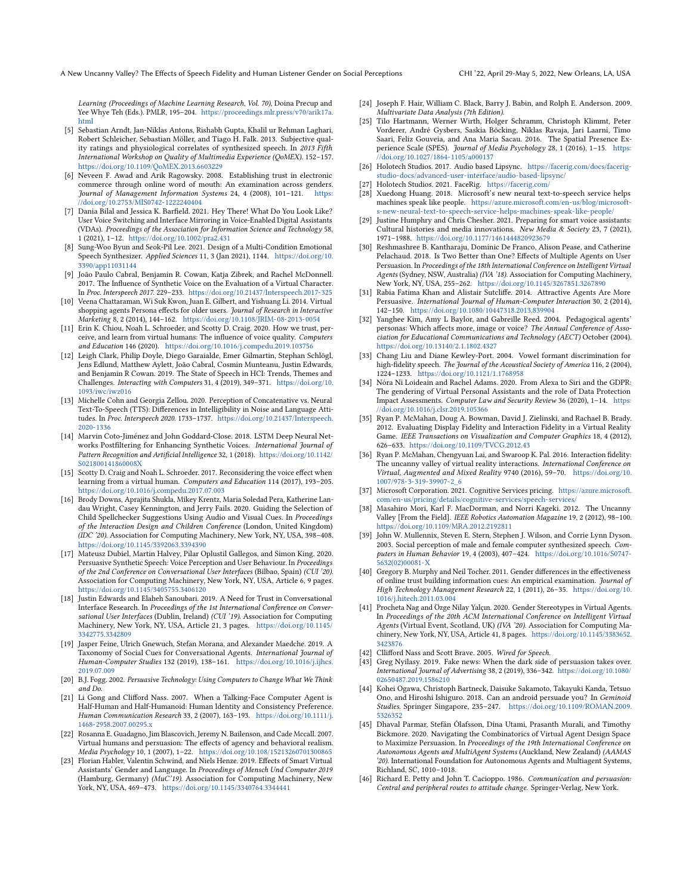*Learning (Proceedings of Machine Learning Research, Vol. 70)*, Doina Precup and Yee Whye Teh (Eds.). PMLR, 195–204. https://proceedings.mlr.press/v70/arik17a.html

- [5] Sebastian Arndt, Jan-Niklas Antons, Rishabh Gupta, Khalil ur Rehman Laghari, Robert Schleicher, Sebastian Möller, and Tiago H. Falk. 2013. Subjective quality ratings and physiological correlates of synthesized speech. In *2013 Fifth International Workshop on Quality of Multimedia Experience (QoMEX)*. 152–157. https://doi.org/10.1109/QoMEX.2013.6603229
- [6] Neveen F. Awad and Arik Ragowsky. 2008. Establishing trust in electronic commerce through online word of mouth: An examination across genders. *Journal of Management Information Systems* 24, 4 (2008), 101–121. https://doi.org/10.2753/MIS0742-1222240404
- [7] Dania Bilal and Jessica K. Barfield. 2021. Hey There! What Do You Look Like? User Voice Switching and Interface Mirroring in Voice-Enabled Digital Assistants (VDAs). *Proceedings of the Association for Information Science and Technology* 58, 1 (2021), 1–12. https://doi.org/10.1002/pra2.431
- [8] Sung-Woo Byun and Seok-Pil Lee. 2021. Design of a Multi-Condition Emotional Speech Synthesizer. *Applied Sciences* 11, 3 (Jan 2021), 1144. https://doi.org/10.3390/app11031144
- [9] João Paulo Cabral, Benjamin R. Cowan, Katja Zibrek, and Rachel McDonnell. 2017. The Influence of Synthetic Voice on the Evaluation of a Virtual Character. In *Proc. Interspeech 2017*. 229–233. https://doi.org/10.21437/Interspeech.2017-325
- [10] Veena Chattaraman, Wi Suk Kwon, Juan E. Gilbert, and Yishuang Li. 2014. Virtual shopping agents Persona effects for older users. *Journal of Research in Interactive Marketing* 8, 2 (2014), 144–162. https://doi.org/10.1108/JRIM-08-2013-0054
- [11] Erin K. Chiou, Noah L. Schroeder, and Scotty D. Craig. 2020. How we trust, perceive, and learn from virtual humans: The influence of voice quality. *Computers and Education* 146 (2020). https://doi.org/10.1016/j.compedu.2019.103756
- [12] Leigh Clark, Philip Doyle, Diego Garaialde, Emer Gilmartin, Stephan Schlögl, Jens Edlund, Matthew Aylett, João Cabral, Cosmin Munteanu, Justin Edwards, and Benjamin R Cowan. 2019. The State of Speech in HCI: Trends, Themes and Challenges. *Interacting with Computers* 31, 4 (2019), 349–371. https://doi.org/10.1093/iwc/iwz016
- [13] Michelle Cohn and Georgia Zellou. 2020. Perception of Concatenative vs. Neural Text-To-Speech (TTS): Differences in Intelligibility in Noise and Language Attitudes. In *Proc. Interspeech 2020*. 1733–1737. https://doi.org/10.21437/Interspeech.2020-1336
- [14] Marvin Coto-Jiménez and John Goddard-Close. 2018. LSTM Deep Neural Networks Postfiltering for Enhancing Synthetic Voices. *International Journal of Pattern Recognition and Artificial Intelligence* 32, 1 (2018). https://doi.org/10.1142/S021800141860008X
- [15] Scotty D. Craig and Noah L. Schroeder. 2017. Reconsidering the voice effect when learning from a virtual human. *Computers and Education* 114 (2017), 193–205. https://doi.org/10.1016/j.compedu.2017.07.003
- [16] Brody Downs, Aprajita Shukla, Mikey Krentz, Maria Soledad Pera, Katherine Landau Wright, Casey Kennington, and Jerry Fails. 2020. Guiding the Selection of Child Spellchecker Suggestions Using Audio and Visual Cues. In *Proceedings of the Interaction Design and Children Conference* (London, United Kingdom) *(IDC '20)*. Association for Computing Machinery, New York, NY, USA, 398–408. https://doi.org/10.1145/3392063.3394390
- [17] Mateusz Dubiel, Martin Halvey, Pilar Oplustil Gallegos, and Simon King. 2020. Persuasive Synthetic Speech: Voice Perception and User Behaviour. In *Proceedings of the 2nd Conference on Conversational User Interfaces* (Bilbao, Spain) *(CUI '20)*. Association for Computing Machinery, New York, NY, USA, Article 6, 9 pages. https://doi.org/10.1145/3405755.3406120
- [18] Justin Edwards and Elaheh Sanoubari. 2019. A Need for Trust in Conversational Interface Research. In *Proceedings of the 1st International Conference on Conversational User Interfaces* (Dublin, Ireland) *(CUI '19)*. Association for Computing Machinery, New York, NY, USA, Article 21, 3 pages. https://doi.org/10.1145/3342775.3342809
- [19] Jasper Feine, Ulrich Gnewuch, Stefan Morana, and Alexander Maedche. 2019. A Taxonomy of Social Cues for Conversational Agents. *International Journal of Human-Computer Studies* 132 (2019), 138–161. https://doi.org/10.1016/j.ijhcs.2019.07.009
- [20] B.J. Fogg. 2002. *Persuasive Technology: Using Computers to Change What We Think and Do.*
- [21] Li Gong and Clifford Nass. 2007. When a Talking-Face Computer Agent is Half-Human and Half-Humanoid: Human Identity and Consistency Preference. *Human Communication Research* 33, 2 (2007), 163–193. https://doi.org/10.1111/j.1468-2958.2007.00295.x
- [22] Rosanna E. Guadagno, Jim Blascovich, Jeremy N. Bailenson, and Cade Mccall. 2007. Virtual humans and persuasion: The effects of agency and behavioral realism. *Media Psychology* 10, 1 (2007), 1–22. https://doi.org/10.108/15213260701300865
- [23] Florian Habler, Valentin Schwind, and Niels Henze. 2019. Effects of Smart Virtual Assistants' Gender and Language. In *Proceedings of Mensch Und Computer 2019* (Hamburg, Germany) *(MuC'19)*. Association for Computing Machinery, New York, NY, USA, 469–473. https://doi.org/10.1145/3340764.3344441
- [24] Joseph F. Hair, William C. Black, Barry J. Babin, and Rolph E. Anderson. 2009. *Multivariate Data Analysis (7th Edition).*
- [25] Tilo Hartmann, Werner Wirth, Holger Schramm, Christoph Klimmt, Peter Vorderer, André Gysbers, Saskia Böcking, Niklas Ravaja, Jari Laarni, Timo Saari, Feliz Gouveia, and Ana Maria Sacau. 2016. The Spatial Presence Experience Scale (SPES). *Journal of Media Psychology* 28, 1 (2016), 1–15. https://doi.org/10.1027/1864-1105/a000137
- [26] Holotech Studios. 2017. Audio based Lipsync. https://facerig.com/docs/facerig-studio-docs/advanced-user-interface/audio-based-lipsync/
- [27] Holotech Studios. 2021. FaceRig. https://facerig.com/
- [28] Xuedong Huang. 2018. Microsoft's new neural text-to-speech service helps machines speak like people. https://azure.microsoft.com/en-us/blog/microsoft-s-new-neural-text-to-speech-service-helps-machines-speak-like-people/
- [29] Justine Humphry and Chris Chesher. 2021. Preparing for smart voice assistants: Cultural histories and media innovations. *New Media & Society* 23, 7 (2021), 1971–1988. https://doi.org/10.1177/1461444820923679
- [30] Reshmashree B. Kantharaju, Dominic De Franco, Alison Pease, and Catherine Pelachaud. 2018. Is Two Better than One? Effects of Multiple Agents on User Persuasion. In *Proceedings of the 18th International Conference on Intelligent Virtual Agents* (Sydney, NSW, Australia) *(IVA '18)*. Association for Computing Machinery, New York, NY, USA, 255–262. https://doi.org/10.1145/3267851.3267890
- [31] Rabia Fatima Khan and Alistair Sutcliffe. 2014. Attractive Agents Are More Persuasive. *International Journal of Human-Computer Interaction* 30, 2 (2014), 142–150. https://doi.org/10.1080/10447318.2013.839904
- [32] Yanghee Kim, Amy L Baylor, and Gabreille Reed. 2004. Pedagogical agents' personas: Which affects more, image or voice? *The Annual Conference of Association for Educational Communications and Technology (AECT)* October (2004). https://doi.org/10.13140/2.1.1802.4327
- [33] Chang Liu and Diane Kewley-Port. 2004. Vowel formant discrimination for high-fidelity speech. *The Journal of the Acoustical Society of America* 116, 2 (2004), 1224–1233. https://doi.org/10.1121/1.1768958
- [34] Nóra Ni Loideain and Rachel Adams. 2020. From Alexa to Siri and the GDPR: The gendering of Virtual Personal Assistants and the role of Data Protection Impact Assessments. *Computer Law and Security Review* 36 (2020), 1–14. https://doi.org/10.1016/j.clsr.2019.105366
- [35] Ryan P. McMahan, Doug A. Bowman, David J. Zielinski, and Rachael B. Brady. 2012. Evaluating Display Fidelity and Interaction Fidelity in a Virtual Reality Game. *IEEE Transactions on Visualization and Computer Graphics* 18, 4 (2012), 626–633. https://doi.org/10.1109/TVCG.2012.43
- [36] Ryan P. McMahan, Chengyuan Lai, and Swaroop K. Pal. 2016. Interaction fidelity: The uncanny valley of virtual reality interactions. *International Conference on Virtual, Augmented and Mixed Reality* 9740 (2016), 59–70. https://doi.org/10.1007/978-3-319-39907-2_6
- [37] Microsoft Corporation. 2021. Cognitive Services pricing. https://azure.microsoft.com/en-us/pricing/details/cognitive-services/speech-services/
- [38] Masahiro Mori, Karl F. MacDorman, and Norri Kageki. 2012. The Uncanny Valley [From the Field]. *IEEE Robotics Automation Magazine* 19, 2 (2012), 98–100. https://doi.org/10.1109/MRA.2012.2192811
- [39] John W. Mullennix, Steven E. Stern, Stephen J. Wilson, and Corrie Lynn Dyson. 2003. Social perception of male and female computer synthesized speech. *Computers in Human Behavior* 19, 4 (2003), 407–424. https://doi.org/10.1016/S0747-5632(02)00081-X
- [40] Gregory B. Murphy and Neil Tocher. 2011. Gender differences in the effectiveness of online trust building information cues: An empirical examination. *Journal of High Technology Management Research* 22, 1 (2011), 26–35. https://doi.org/10.1016/j.hitech.2011.03.004
- [41] Procheta Nag and Özge Nilay Yalçın. 2020. Gender Stereotypes in Virtual Agents. In *Proceedings of the 20th ACM International Conference on Intelligent Virtual Agents* (Virtual Event, Scotland, UK) *(IVA '20)*. Association for Computing Machinery, New York, NY, USA, Article 41, 8 pages. https://doi.org/10.1145/3383652.3423876
- [42] Clliford Nass and Scott Brave. 2005. *Wired for Speech.*
- [43] Greg Nyilasy. 2019. Fake news: When the dark side of persuasion takes over. *International Journal of Advertising* 38, 2 (2019), 336–342. https://doi.org/10.1080/02650487.2019.1586210
- [44] Kohei Ogawa, Christoph Bartneck, Daisuke Sakamoto, Takayuki Kanda, Tetsuo Ono, and Hiroshi Ishiguro. 2018. Can an android persuade you? In *Geminoid Studies*. Springer Singapore, 235–247. https://doi.org/10.1109/ROMAN.2009.5326352
- [45] Dhaval Parmar, Stefán Ólafsson, Dina Utami, Prasanth Murali, and Timothy Bickmore. 2020. Navigating the Combinatorics of Virtual Agent Design Space to Maximize Persuasion. In *Proceedings of the 19th International Conference on Autonomous Agents and MultiAgent Systems* (Auckland, New Zealand) *(AAMAS '20)*. International Foundation for Autonomous Agents and Multiagent Systems, Richland, SC, 1010–1018.
- [46] Richard E. Petty and John T. Cacioppo. 1986. *Communication and persuasion: Central and peripheral routes to attitude change.* Springer-Verlag, New York.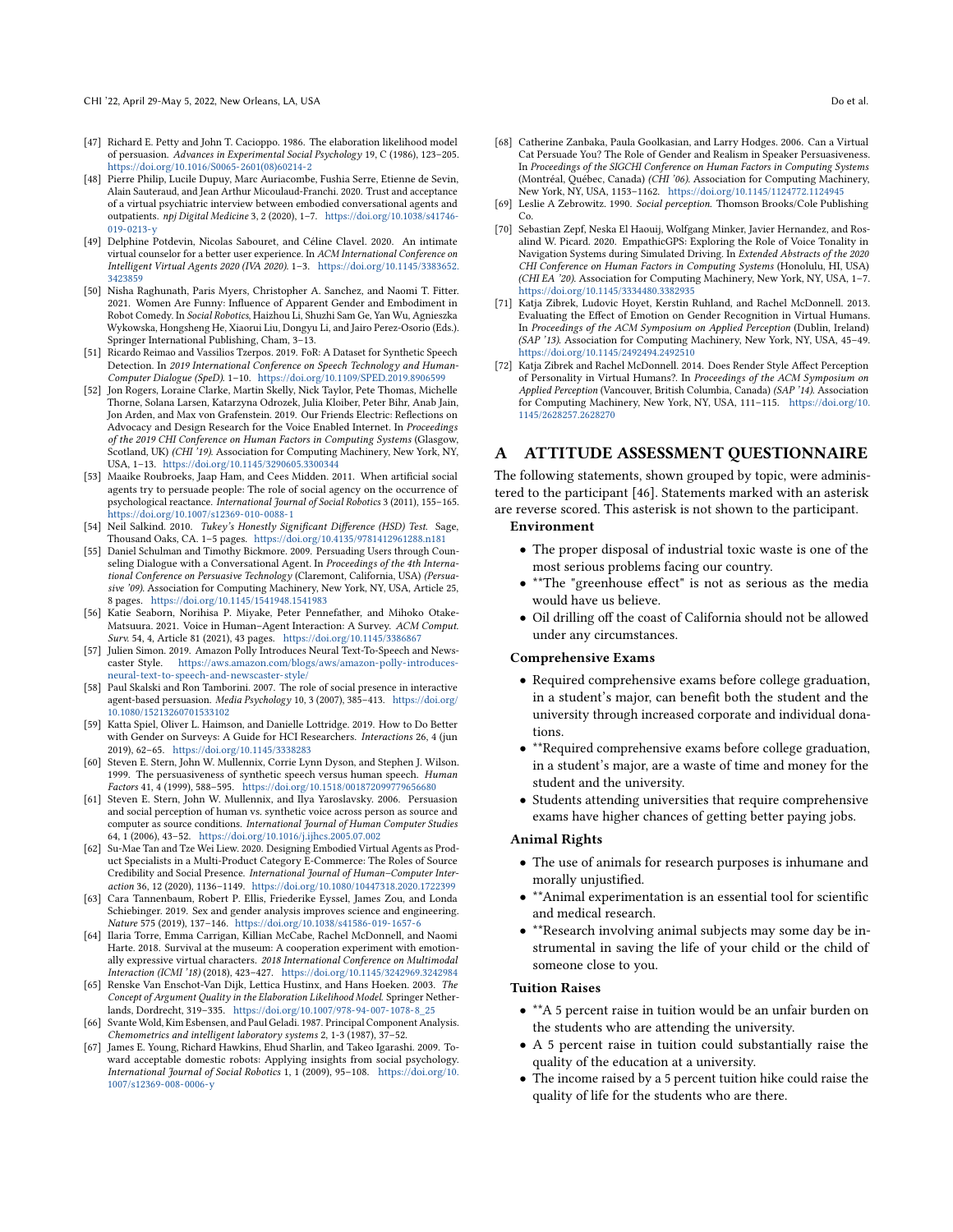[47] Richard E. Petty and John T. Cacioppo. 1986. The elaboration likelihood model of persuasion. *Advances in Experimental Social Psychology* 19, C (1986), 123–205. https://doi.org/10.1016/S0065-2601(08)60214-2

[48] Pierre Philip, Lucile Dupuy, Marc Auriacombe, Fushia Serre, Etienne de Sevin, Alain Sauteraud, and Jean Arthur Micoulaud-Franchi. 2020. Trust and acceptance of a virtual psychiatric interview between embodied conversational agents and outpatients. *npj Digital Medicine* 3, 2 (2020), 1–7. https://doi.org/10.1038/s41746-019-0213-y

[49] Delphine Potdevin, Nicolas Sabouret, and Céline Clavel. 2020. An intimate virtual counselor for a better user experience. In *ACM International Conference on Intelligent Virtual Agents 2020 (IVA 2020)*. 1–3. https://doi.org/10.1145/3383652.3423859

[50] Nisha Raghunath, Paris Myers, Christopher A. Sanchez, and Naomi T. Fitter. 2021. Women Are Funny: Influence of Apparent Gender and Embodiment in Robot Comedy. In *Social Robotics*, Haizhou Li, Shuzhi Sam Ge, Yan Wu, Agnieszka Wykowska, Hongsheng He, Xiaorui Liu, Dongyu Li, and Jairo Perez-Osorio (Eds.). Springer International Publishing, Cham, 3–13.

[51] Ricardo Reimao and Vassilios Tzerpos. 2019. FoR: A Dataset for Synthetic Speech Detection. In *2019 International Conference on Speech Technology and Human-Computer Dialogue (SpeD)*. 1–10. https://doi.org/10.1109/SPED.2019.8906599

[52] Jon Rogers, Loraine Clarke, Martin Skelly, Nick Taylor, Pete Thomas, Michelle Thorne, Solana Larsen, Katarzyna Odrozek, Julia Kloiber, Peter Bihr, Anab Jain, Jon Arden, and Max von Grafenstein. 2019. Our Friends Electric: Reflections on Advocacy and Design Research for the Voice Enabled Internet. In *Proceedings of the 2019 CHI Conference on Human Factors in Computing Systems* (Glasgow, Scotland, UK) *(CHI '19)*. Association for Computing Machinery, New York, NY, USA, 1–13. https://doi.org/10.1145/3290605.3300344

[53] Maaike Roubroeks, Jaap Ham, and Cees Midden. 2011. When artificial social agents try to persuade people: The role of social agency on the occurrence of psychological reactance. *International Journal of Social Robotics* 3 (2011), 155–165. https://doi.org/10.1007/s12369-010-0088-1

[54] Neil Salkind. 2010. *Tukey's Honestly Significant Difference (HSD) Test*. Sage, Thousand Oaks, CA. 1–5 pages. https://doi.org/10.4135/9781412961288.n181

[55] Daniel Schulman and Timothy Bickmore. 2009. Persuading Users through Counseling Dialogue with a Conversational Agent. In *Proceedings of the 4th International Conference on Persuasive Technology* (Claremont, California, USA) *(Persuasive '09)*. Association for Computing Machinery, New York, NY, USA, Article 25, 8 pages. https://doi.org/10.1145/1541948.1541983

[56] Katie Seaborn, Norihisa P. Miyake, Peter Pennefather, and Mihoko Otake-Matsuura. 2021. Voice in Human–Agent Interaction: A Survey. *ACM Comput. Surv.* 54, 4, Article 81 (2021), 43 pages. https://doi.org/10.1145/3386867

[57] Julien Simon. 2019. Amazon Polly Introduces Neural Text-To-Speech and Newscaster Style. https://aws.amazon.com/blogs/aws/amazon-polly-introduces-neural-text-to-speech-and-newscaster-style/

[58] Paul Skalski and Ron Tamborini. 2007. The role of social presence in interactive agent-based persuasion. *Media Psychology* 10, 3 (2007), 385–413. https://doi.org/10.1080/15213260701533102

[59] Katta Spiel, Oliver L. Haimson, and Danielle Lottridge. 2019. How to Do Better with Gender on Surveys: A Guide for HCI Researchers. *Interactions* 26, 4 (jun 2019), 62–65. https://doi.org/10.1145/3338283

[60] Steven E. Stern, John W. Mullennix, Corrie Lynn Dyson, and Stephen J. Wilson. 1999. The persuasiveness of synthetic speech versus human speech. *Human Factors* 41, 4 (1999), 588–595. https://doi.org/10.1518/001872099779656680

[61] Steven E. Stern, John W. Mullennix, and Ilya Yaroslavsky. 2006. Persuasion and social perception of human vs. synthetic voice across person as source and computer as source conditions. *International Journal of Human Computer Studies* 64, 1 (2006), 43–52. https://doi.org/10.1016/j.ijhcs.2005.07.002

[62] Su-Mae Tan and Tze Wei Liew. 2020. Designing Embodied Virtual Agents as Product Specialists in a Multi-Product Category E-Commerce: The Roles of Source Credibility and Social Presence. *International Journal of Human–Computer Interaction* 36, 12 (2020), 1136–1149. https://doi.org/10.1080/10447318.2020.1722399

[63] Cara Tannenbaum, Robert P. Ellis, Friederike Eyssel, James Zou, and Londa Schiebinger. 2019. Sex and gender analysis improves science and engineering. *Nature* 575 (2019), 137–146. https://doi.org/10.1038/s41586-019-1657-6

[64] Ilaria Torre, Emma Carrigan, Killian McCabe, Rachel McDonnell, and Naomi Harte. 2018. Survival at the museum: A cooperation experiment with emotionally expressive virtual characters. *2018 International Conference on Multimodal Interaction (ICMI '18)* (2018), 423–427. https://doi.org/10.1145/3242969.3242984

[65] Renske Van Enschot-Van Dijk, Lettica Hustinx, and Hans Hoeken. 2003. *The Concept of Argument Quality in the Elaboration Likelihood Model*. Springer Netherlands, Dordrecht, 319–335. https://doi.org/10.1007/978-94-007-1078-8_25

[66] Svante Wold, Kim Esbensen, and Paul Geladi. 1987. Principal Component Analysis. *Chemometrics and intelligent laboratory systems* 2, 1-3 (1987), 37–52.

[67] James E. Young, Richard Hawkins, Ehud Sharlin, and Takeo Igarashi. 2009. Toward acceptable domestic robots: Applying insights from social psychology. *International Journal of Social Robotics* 1, 1 (2009), 95–108. https://doi.org/10.1007/s12369-008-0006-y

[68] Catherine Zanbaka, Paula Goolkasian, and Larry Hodges. 2006. Can a Virtual Cat Persuade You? The Role of Gender and Realism in Speaker Persuasiveness. In *Proceedings of the SIGCHI Conference on Human Factors in Computing Systems* (Montréal, Québec, Canada) *(CHI '06)*. Association for Computing Machinery, New York, NY, USA, 1153–1162. https://doi.org/10.1145/1124772.1124945

[69] Leslie A Zebrowitz. 1990. *Social perception.* Thomson Brooks/Cole Publishing Co.

[70] Sebastian Zepf, Neska El Haouij, Wolfgang Minker, Javier Hernandez, and Rosalind W. Picard. 2020. EmpathicGPS: Exploring the Role of Voice Tonality in Navigation Systems during Simulated Driving. In *Extended Abstracts of the 2020 CHI Conference on Human Factors in Computing Systems* (Honolulu, HI, USA) *(CHI EA '20)*. Association for Computing Machinery, New York, NY, USA, 1–7. https://doi.org/10.1145/3334480.3382935

[71] Katja Zibrek, Ludovic Hoyet, Kerstin Ruhland, and Rachel McDonnell. 2013. Evaluating the Effect of Emotion on Gender Recognition in Virtual Humans. In *Proceedings of the ACM Symposium on Applied Perception* (Dublin, Ireland) *(SAP '13)*. Association for Computing Machinery, New York, NY, USA, 45–49. https://doi.org/10.1145/2492494.2492510

[72] Katja Zibrek and Rachel McDonnell. 2014. Does Render Style Affect Perception of Personality in Virtual Humans?. In *Proceedings of the ACM Symposium on Applied Perception* (Vancouver, British Columbia, Canada) *(SAP '14)*. Association for Computing Machinery, New York, NY, USA, 111–115. https://doi.org/10.1145/2628257.2628270

# A ATTITUDE ASSESSMENT QUESTIONNAIRE

The following statements, shown grouped by topic, were administered to the participant [46]. Statements marked with an asterisk are reverse scored. This asterisk is not shown to the participant.

**Environment**

- The proper disposal of industrial toxic waste is one of the most serious problems facing our country.
- **The "greenhouse effect" is not as serious as the media would have us believe.
- Oil drilling off the coast of California should not be allowed under any circumstances.

**Comprehensive Exams**

- Required comprehensive exams before college graduation, in a student's major, can benefit both the student and the university through increased corporate and individual donations.
- **Required comprehensive exams before college graduation, in a student's major, are a waste of time and money for the student and the university.
- Students attending universities that require comprehensive exams have higher chances of getting better paying jobs.

**Animal Rights**

- The use of animals for research purposes is inhumane and morally unjustified.
- **Animal experimentation is an essential tool for scientific and medical research.
- **Research involving animal subjects may some day be instrumental in saving the life of your child or the child of someone close to you.

**Tuition Raises**

- **A 5 percent raise in tuition would be an unfair burden on the students who are attending the university.
- A 5 percent raise in tuition could substantially raise the quality of the education at a university.
- The income raised by a 5 percent tuition hike could raise the quality of life for the students who are there.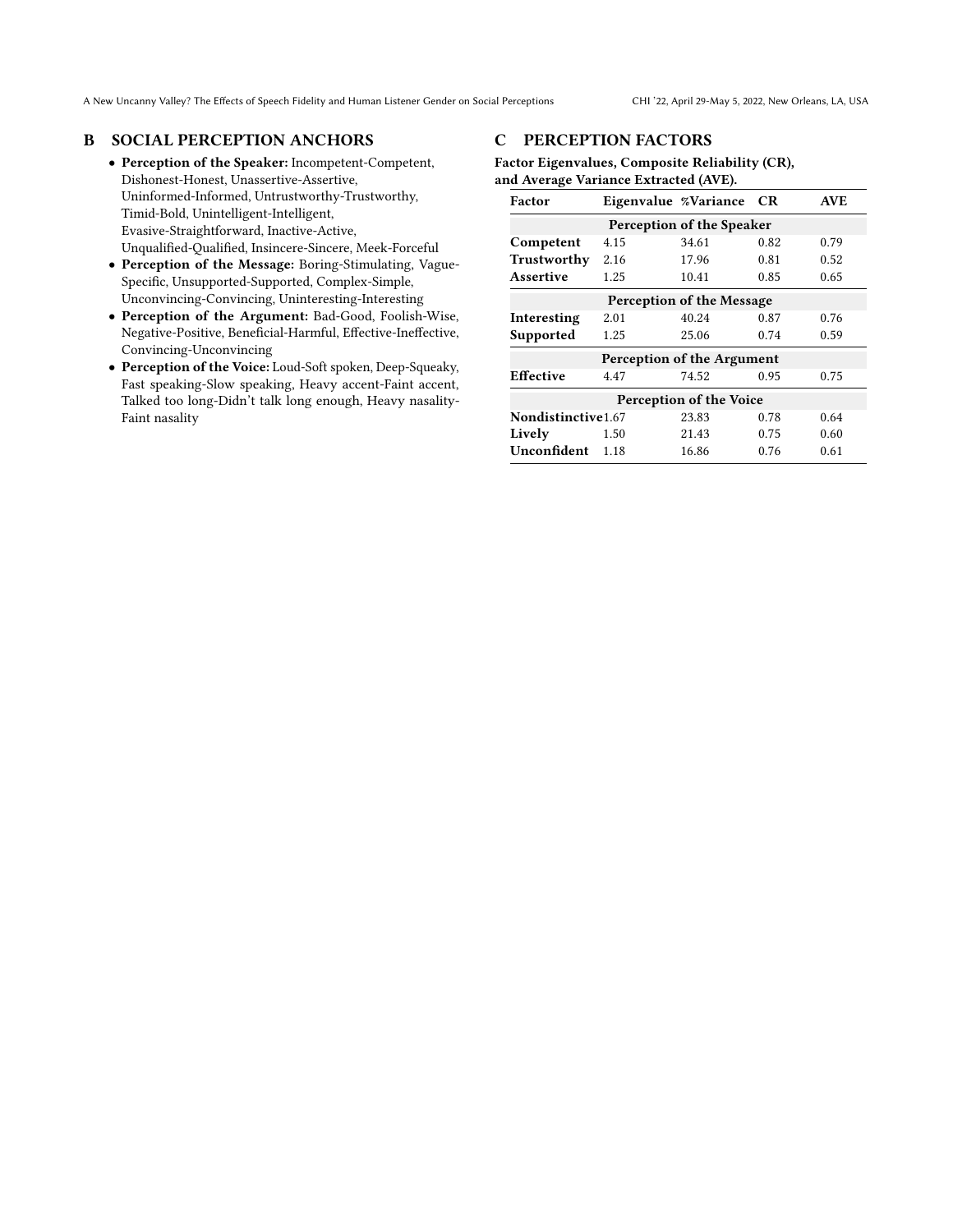## B SOCIAL PERCEPTION ANCHORS

- **Perception of the Speaker:** Incompetent-Competent, Dishonest-Honest, Unassertive-Assertive, Uninformed-Informed, Untrustworthy-Trustworthy, Timid-Bold, Unintelligent-Intelligent, Evasive-Straightforward, Inactive-Active, Unqualified-Qualified, Insincere-Sincere, Meek-Forceful
- **Perception of the Message:** Boring-Stimulating, Vague-Specific, Unsupported-Supported, Complex-Simple, Unconvincing-Convincing, Uninteresting-Interesting
- **Perception of the Argument:** Bad-Good, Foolish-Wise, Negative-Positive, Beneficial-Harmful, Effective-Ineffective, Convincing-Unconvincing
- **Perception of the Voice:** Loud-Soft spoken, Deep-Squeaky, Fast speaking-Slow speaking, Heavy accent-Faint accent, Talked too long-Didn't talk long enough, Heavy nasality-Faint nasality

## C PERCEPTION FACTORS

**Factor Eigenvalues, Composite Reliability (CR), and Average Variance Extracted (AVE).**

| Factor | Eigenvalue | %Variance | CR | AVE |
|---|---|---|---|---|
| | | **Perception of the Speaker** | | |
| **Competent** | 4.15 | 34.61 | 0.82 | 0.79 |
| **Trustworthy** | 2.16 | 17.96 | 0.81 | 0.52 |
| **Assertive** | 1.25 | 10.41 | 0.85 | 0.65 |
| | | **Perception of the Message** | | |
| **Interesting** | 2.01 | 40.24 | 0.87 | 0.76 |
| **Supported** | 1.25 | 25.06 | 0.74 | 0.59 |
| | | **Perception of the Argument** | | |
| **Effective** | 4.47 | 74.52 | 0.95 | 0.75 |
| | | **Perception of the Voice** | | |
| **Nondistinctive** | 1.67 | 23.83 | 0.78 | 0.64 |
| **Lively** | 1.50 | 21.43 | 0.75 | 0.60 |
| **Unconfident** | 1.18 | 16.86 | 0.76 | 0.61 |